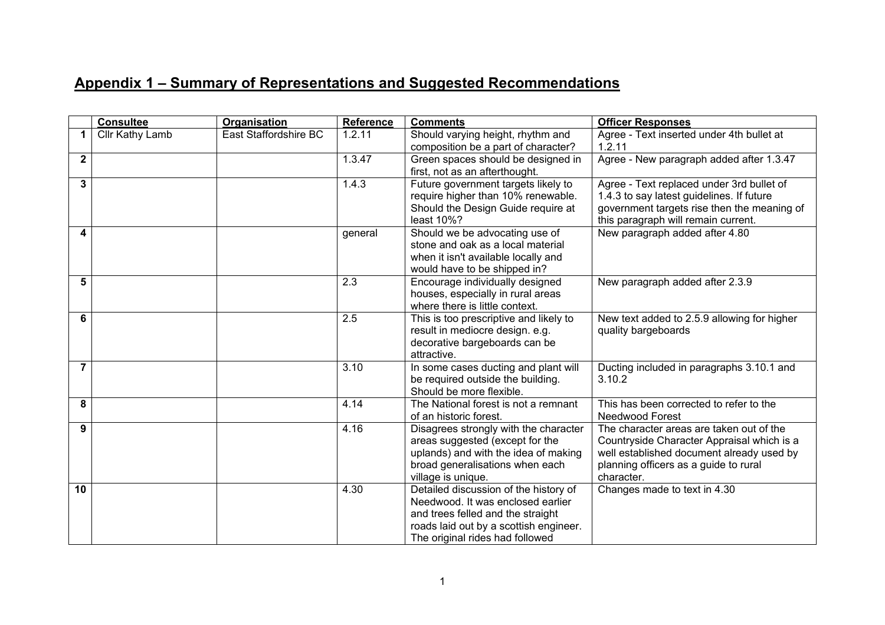# Appendix 1 – Summary of Representations and Suggested Recommendations

| | Consultee | Organisation | Reference | Comments | Officer Responses |
|---|---|---|---|---|---|
| **1** | Cllr Kathy Lamb | East Staffordshire BC | 1.2.11 | Should varying height, rhythm and composition be a part of character? | Agree - Text inserted under 4th bullet at 1.2.11 |
| **2** | | | 1.3.47 | Green spaces should be designed in first, not as an afterthought. | Agree - New paragraph added after 1.3.47 |
| **3** | | | 1.4.3 | Future government targets likely to require higher than 10% renewable. Should the Design Guide require at least 10%? | Agree - Text replaced under 3rd bullet of 1.4.3 to say latest guidelines. If future government targets rise then the meaning of this paragraph will remain current. |
| **4** | | | general | Should we be advocating use of stone and oak as a local material when it isn't available locally and would have to be shipped in? | New paragraph added after 4.80 |
| **5** | | | 2.3 | Encourage individually designed houses, especially in rural areas where there is little context. | New paragraph added after 2.3.9 |
| **6** | | | 2.5 | This is too prescriptive and likely to result in mediocre design. e.g. decorative bargeboards can be attractive. | New text added to 2.5.9 allowing for higher quality bargeboards |
| **7** | | | 3.10 | In some cases ducting and plant will be required outside the building. Should be more flexible. | Ducting included in paragraphs 3.10.1 and 3.10.2 |
| **8** | | | 4.14 | The National forest is not a remnant of an historic forest. | This has been corrected to refer to the Needwood Forest |
| **9** | | | 4.16 | Disagrees strongly with the character areas suggested (except for the uplands) and with the idea of making broad generalisations when each village is unique. | The character areas are taken out of the Countryside Character Appraisal which is a well established document already used by planning officers as a guide to rural character. |
| **10** | | | 4.30 | Detailed discussion of the history of Needwood. It was enclosed earlier and trees felled and the straight roads laid out by a scottish engineer. The original rides had followed | Changes made to text in 4.30 |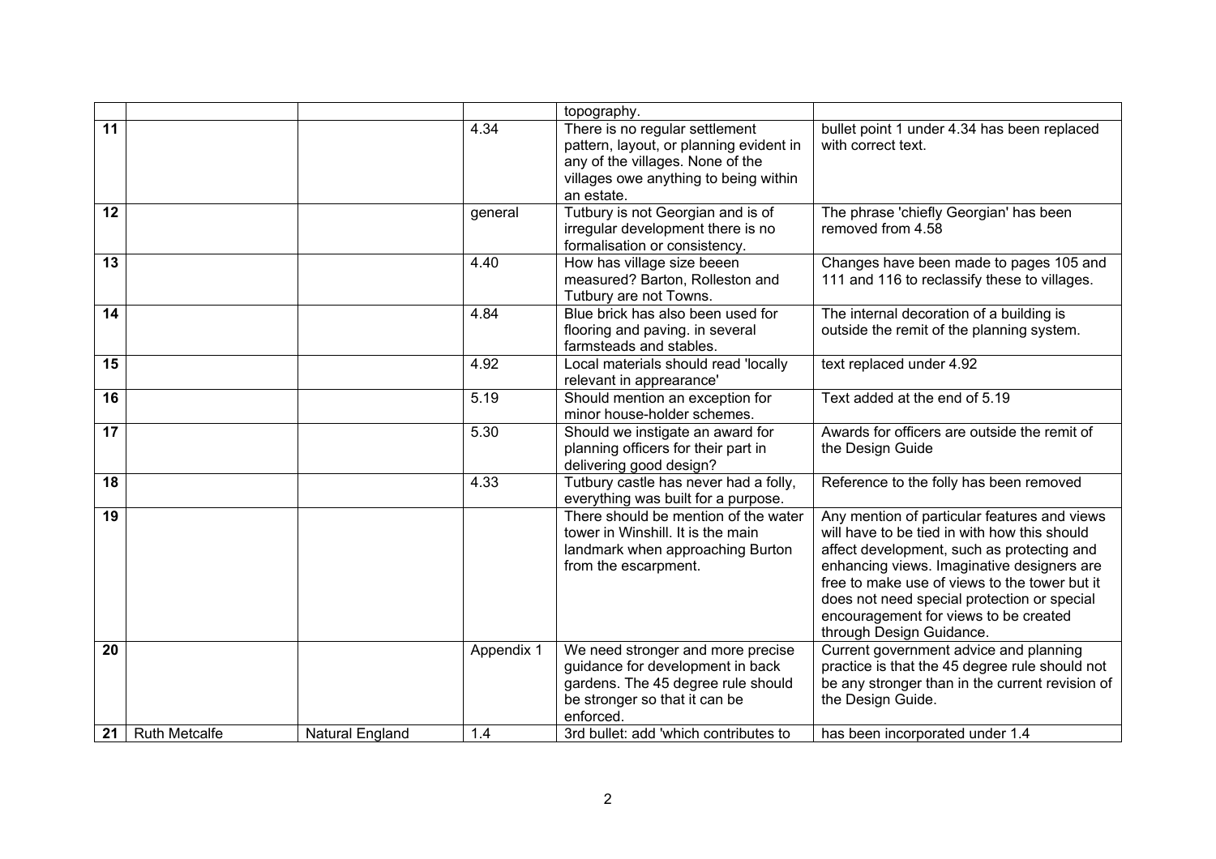| | | | | | |
|---|---|---|---|---|---|
| | | | | topography. | |
| 11 | | | 4.34 | There is no regular settlement pattern, layout, or planning evident in any of the villages. None of the villages owe anything to being within an estate. | bullet point 1 under 4.34 has been replaced with correct text. |
| 12 | | | general | Tutbury is not Georgian and is of irregular development there is no formalisation or consistency. | The phrase 'chiefly Georgian' has been removed from 4.58 |
| 13 | | | 4.40 | How has village size beeen measured? Barton, Rolleston and Tutbury are not Towns. | Changes have been made to pages 105 and 111 and 116 to reclassify these to villages. |
| 14 | | | 4.84 | Blue brick has also been used for flooring and paving. in several farmsteads and stables. | The internal decoration of a building is outside the remit of the planning system. |
| 15 | | | 4.92 | Local materials should read 'locally relevant in apprearance' | text replaced under 4.92 |
| 16 | | | 5.19 | Should mention an exception for minor house-holder schemes. | Text added at the end of 5.19 |
| 17 | | | 5.30 | Should we instigate an award for planning officers for their part in delivering good design? | Awards for officers are outside the remit of the Design Guide |
| 18 | | | 4.33 | Tutbury castle has never had a folly, everything was built for a purpose. | Reference to the folly has been removed |
| 19 | | | | There should be mention of the water tower in Winshill. It is the main landmark when approaching Burton from the escarpment. | Any mention of particular features and views will have to be tied in with how this should affect development, such as protecting and enhancing views. Imaginative designers are free to make use of views to the tower but it does not need special protection or special encouragement for views to be created through Design Guidance. |
| 20 | | | Appendix 1 | We need stronger and more precise guidance for development in back gardens. The 45 degree rule should be stronger so that it can be enforced. | Current government advice and planning practice is that the 45 degree rule should not be any stronger than in the current revision of the Design Guide. |
| 21 | Ruth Metcalfe | Natural England | 1.4 | 3rd bullet: add 'which contributes to | has been incorporated under 1.4 |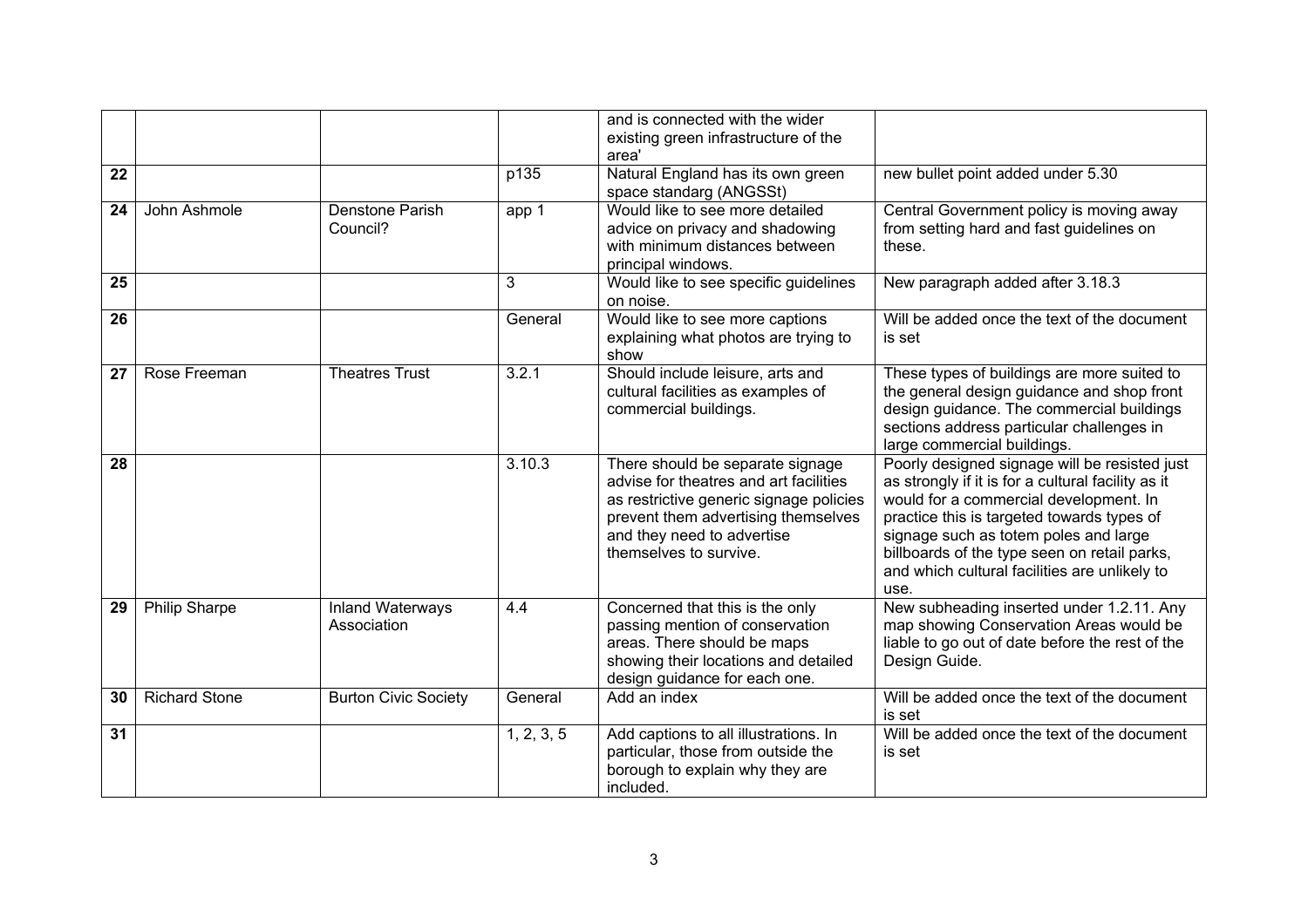| | | | | | |
|---|---|---|---|---|---|
| | | | | and is connected with the wider existing green infrastructure of the area' | |
| 22 | | | p135 | Natural England has its own green space standarg (ANGSSt) | new bullet point added under 5.30 |
| 24 | John Ashmole | Denstone Parish Council? | app 1 | Would like to see more detailed advice on privacy and shadowing with minimum distances between principal windows. | Central Government policy is moving away from setting hard and fast guidelines on these. |
| 25 | | | 3 | Would like to see specific guidelines on noise. | New paragraph added after 3.18.3 |
| 26 | | | General | Would like to see more captions explaining what photos are trying to show | Will be added once the text of the document is set |
| 27 | Rose Freeman | Theatres Trust | 3.2.1 | Should include leisure, arts and cultural facilities as examples of commercial buildings. | These types of buildings are more suited to the general design guidance and shop front design guidance. The commercial buildings sections address particular challenges in large commercial buildings. |
| 28 | | | 3.10.3 | There should be separate signage advise for theatres and art facilities as restrictive generic signage policies prevent them advertising themselves and they need to advertise themselves to survive. | Poorly designed signage will be resisted just as strongly if it is for a cultural facility as it would for a commercial development. In practice this is targeted towards types of signage such as totem poles and large billboards of the type seen on retail parks, and which cultural facilities are unlikely to use. |
| 29 | Philip Sharpe | Inland Waterways Association | 4.4 | Concerned that this is the only passing mention of conservation areas. There should be maps showing their locations and detailed design guidance for each one. | New subheading inserted under 1.2.11. Any map showing Conservation Areas would be liable to go out of date before the rest of the Design Guide. |
| 30 | Richard Stone | Burton Civic Society | General | Add an index | Will be added once the text of the document is set |
| 31 | | | 1, 2, 3, 5 | Add captions to all illustrations. In particular, those from outside the borough to explain why they are included. | Will be added once the text of the document is set |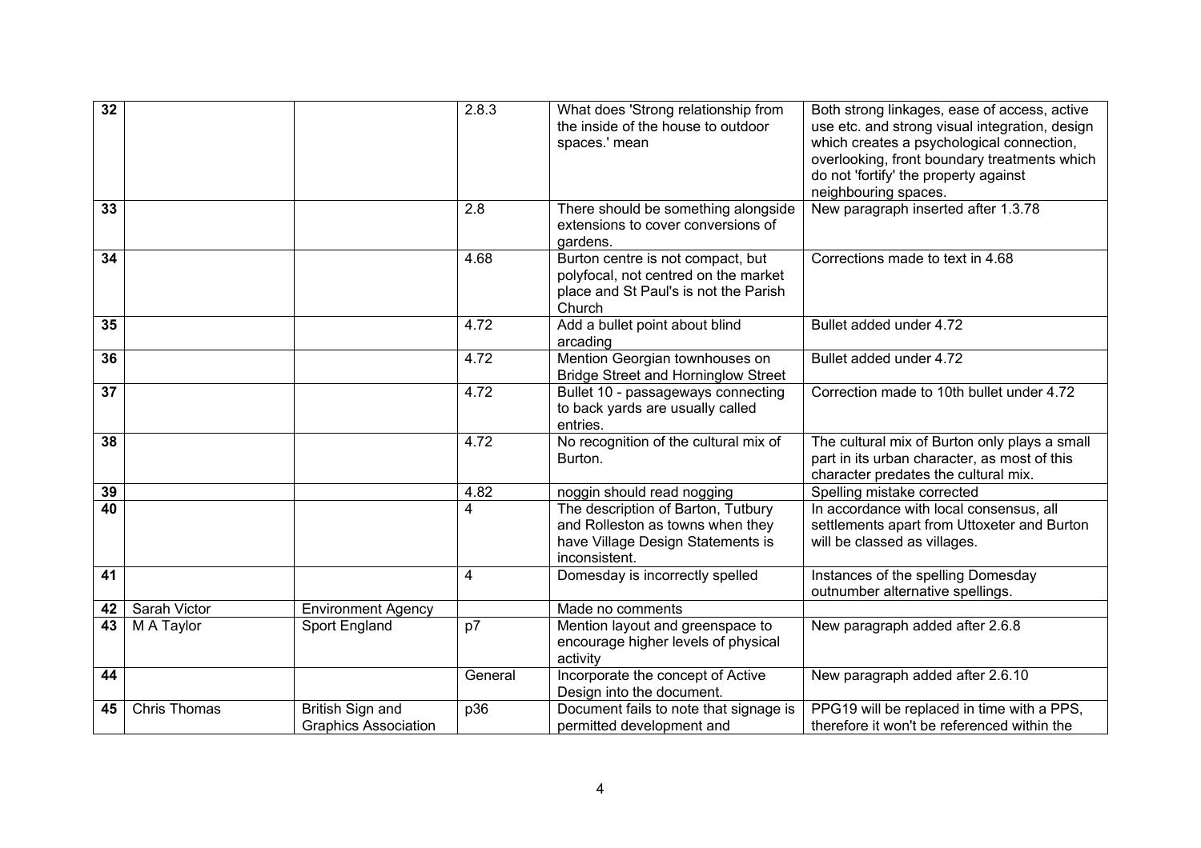| 32 | | | 2.8.3 | What does 'Strong relationship from the inside of the house to outdoor spaces.' mean | Both strong linkages, ease of access, active use etc. and strong visual integration, design which creates a psychological connection, overlooking, front boundary treatments which do not 'fortify' the property against neighbouring spaces. |
|---|---|---|---|---|---|
| 33 | | | 2.8 | There should be something alongside extensions to cover conversions of gardens. | New paragraph inserted after 1.3.78 |
| 34 | | | 4.68 | Burton centre is not compact, but polyfocal, not centred on the market place and St Paul's is not the Parish Church | Corrections made to text in 4.68 |
| 35 | | | 4.72 | Add a bullet point about blind arcading | Bullet added under 4.72 |
| 36 | | | 4.72 | Mention Georgian townhouses on Bridge Street and Horninglow Street | Bullet added under 4.72 |
| 37 | | | 4.72 | Bullet 10 - passageways connecting to back yards are usually called entries. | Correction made to 10th bullet under 4.72 |
| 38 | | | 4.72 | No recognition of the cultural mix of Burton. | The cultural mix of Burton only plays a small part in its urban character, as most of this character predates the cultural mix. |
| 39 | | | 4.82 | noggin should read nogging | Spelling mistake corrected |
| 40 | | | 4 | The description of Barton, Tutbury and Rolleston as towns when they have Village Design Statements is inconsistent. | In accordance with local consensus, all settlements apart from Uttoxeter and Burton will be classed as villages. |
| 41 | | | 4 | Domesday is incorrectly spelled | Instances of the spelling Domesday outnumber alternative spellings. |
| 42 | Sarah Victor | Environment Agency | | Made no comments | |
| 43 | M A Taylor | Sport England | p7 | Mention layout and greenspace to encourage higher levels of physical activity | New paragraph added after 2.6.8 |
| 44 | | | General | Incorporate the concept of Active Design into the document. | New paragraph added after 2.6.10 |
| 45 | Chris Thomas | British Sign and Graphics Association | p36 | Document fails to note that signage is permitted development and | PPG19 will be replaced in time with a PPS, therefore it won't be referenced within the |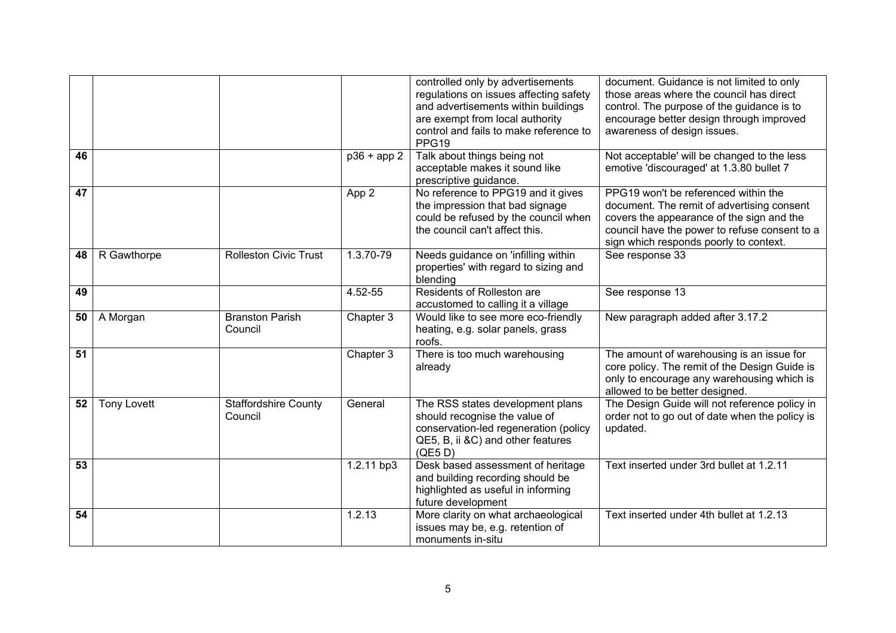| | | | | | |
|---|---|---|---|---|---|
| | | | | controlled only by advertisements regulations on issues affecting safety and advertisements within buildings are exempt from local authority control and fails to make reference to PPG19 | document. Guidance is not limited to only those areas where the council has direct control. The purpose of the guidance is to encourage better design through improved awareness of design issues. |
| **46** | | | p36 + app 2 | Talk about things being not acceptable makes it sound like prescriptive guidance. | Not acceptable' will be changed to the less emotive 'discouraged' at 1.3.80 bullet 7 |
| **47** | | | App 2 | No reference to PPG19 and it gives the impression that bad signage could be refused by the council when the council can't affect this. | PPG19 won't be referenced within the document. The remit of advertising consent covers the appearance of the sign and the council have the power to refuse consent to a sign which responds poorly to context. |
| **48** | R Gawthorpe | Rolleston Civic Trust | 1.3.70-79 | Needs guidance on 'infilling within properties' with regard to sizing and blending | See response 33 |
| **49** | | | 4.52-55 | Residents of Rolleston are accustomed to calling it a village | See response 13 |
| **50** | A Morgan | Branston Parish Council | Chapter 3 | Would like to see more eco-friendly heating, e.g. solar panels, grass roofs. | New paragraph added after 3.17.2 |
| **51** | | | Chapter 3 | There is too much warehousing already | The amount of warehousing is an issue for core policy. The remit of the Design Guide is only to encourage any warehousing which is allowed to be better designed. |
| **52** | Tony Lovett | Staffordshire County Council | General | The RSS states development plans should recognise the value of conservation-led regeneration (policy QE5, B, ii &C) and other features (QE5 D) | The Design Guide will not reference policy in order not to go out of date when the policy is updated. |
| **53** | | | 1.2.11 bp3 | Desk based assessment of heritage and building recording should be highlighted as useful in informing future development | Text inserted under 3rd bullet at 1.2.11 |
| **54** | | | 1.2.13 | More clarity on what archaeological issues may be, e.g. retention of monuments in-situ | Text inserted under 4th bullet at 1.2.13 |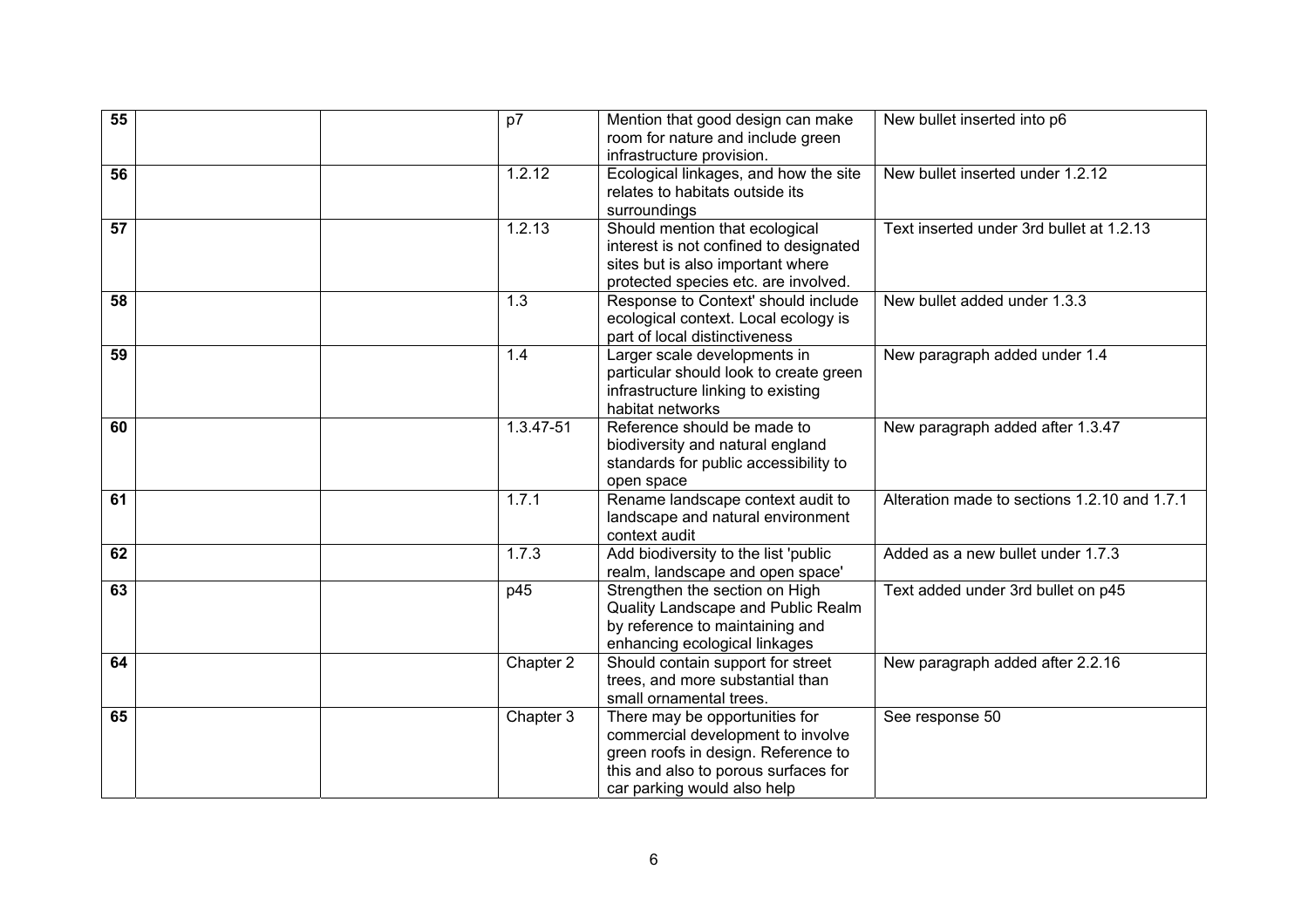| 55 | | | p7 | Mention that good design can make room for nature and include green infrastructure provision. | New bullet inserted into p6 |
|---|---|---|---|---|---|
| 56 | | | 1.2.12 | Ecological linkages, and how the site relates to habitats outside its surroundings | New bullet inserted under 1.2.12 |
| 57 | | | 1.2.13 | Should mention that ecological interest is not confined to designated sites but is also important where protected species etc. are involved. | Text inserted under 3rd bullet at 1.2.13 |
| 58 | | | 1.3 | Response to Context' should include ecological context. Local ecology is part of local distinctiveness | New bullet added under 1.3.3 |
| 59 | | | 1.4 | Larger scale developments in particular should look to create green infrastructure linking to existing habitat networks | New paragraph added under 1.4 |
| 60 | | | 1.3.47-51 | Reference should be made to biodiversity and natural england standards for public accessibility to open space | New paragraph added after 1.3.47 |
| 61 | | | 1.7.1 | Rename landscape context audit to landscape and natural environment context audit | Alteration made to sections 1.2.10 and 1.7.1 |
| 62 | | | 1.7.3 | Add biodiversity to the list 'public realm, landscape and open space' | Added as a new bullet under 1.7.3 |
| 63 | | | p45 | Strengthen the section on High Quality Landscape and Public Realm by reference to maintaining and enhancing ecological linkages | Text added under 3rd bullet on p45 |
| 64 | | | Chapter 2 | Should contain support for street trees, and more substantial than small ornamental trees. | New paragraph added after 2.2.16 |
| 65 | | | Chapter 3 | There may be opportunities for commercial development to involve green roofs in design. Reference to this and also to porous surfaces for car parking would also help | See response 50 |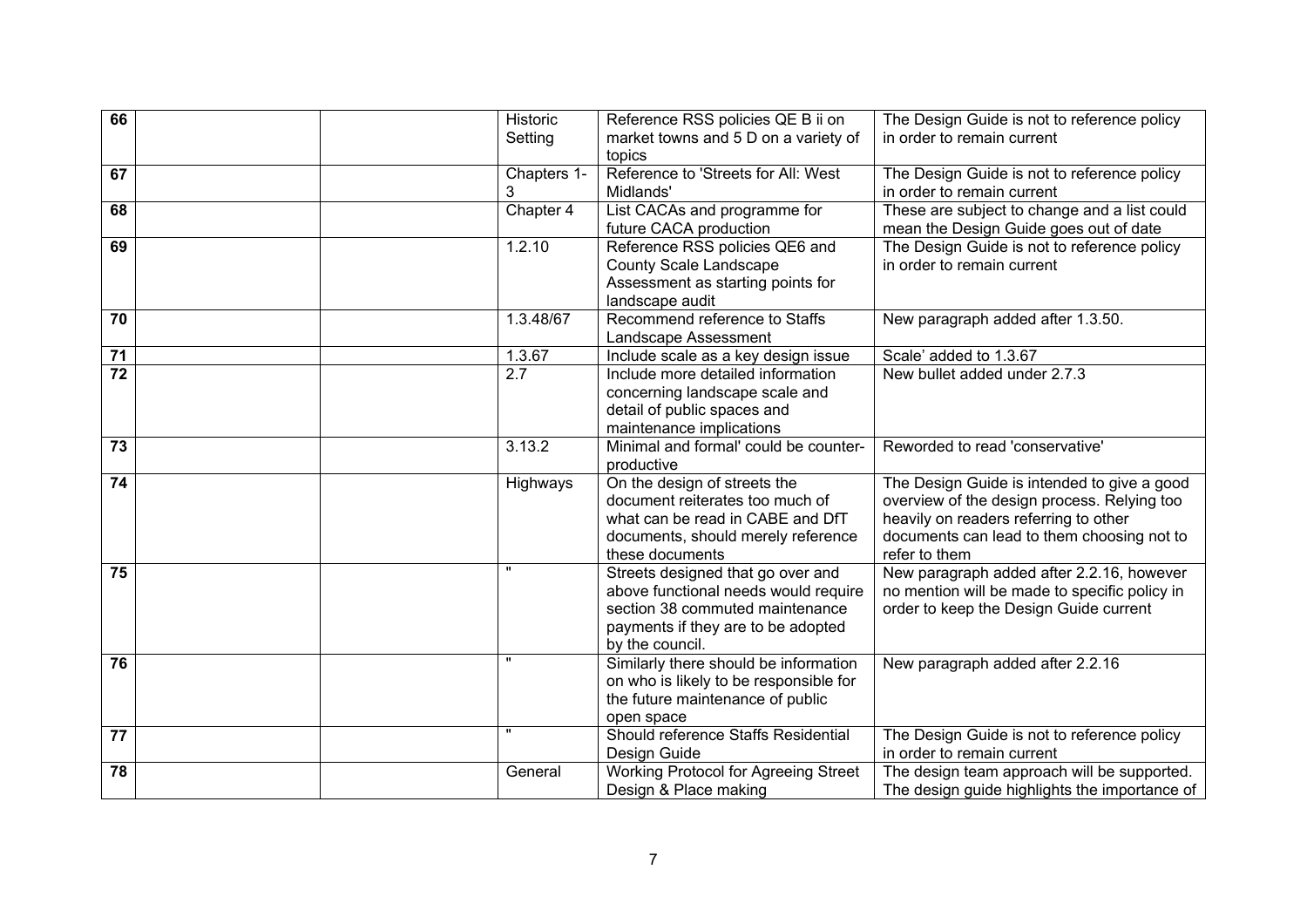| 66 | | | Historic Setting | Reference RSS policies QE B ii on market towns and 5 D on a variety of topics | The Design Guide is not to reference policy in order to remain current |
|---|---|---|---|---|---|
| 67 | | | Chapters 1-3 | Reference to 'Streets for All: West Midlands' | The Design Guide is not to reference policy in order to remain current |
| 68 | | | Chapter 4 | List CACAs and programme for future CACA production | These are subject to change and a list could mean the Design Guide goes out of date |
| 69 | | | 1.2.10 | Reference RSS policies QE6 and County Scale Landscape Assessment as starting points for landscape audit | The Design Guide is not to reference policy in order to remain current |
| 70 | | | 1.3.48/67 | Recommend reference to Staffs Landscape Assessment | New paragraph added after 1.3.50. |
| 71 | | | 1.3.67 | Include scale as a key design issue | Scale' added to 1.3.67 |
| 72 | | | 2.7 | Include more detailed information concerning landscape scale and detail of public spaces and maintenance implications | New bullet added under 2.7.3 |
| 73 | | | 3.13.2 | Minimal and formal' could be counter-productive | Reworded to read 'conservative' |
| 74 | | | Highways | On the design of streets the document reiterates too much of what can be read in CABE and DfT documents, should merely reference these documents | The Design Guide is intended to give a good overview of the design process. Relying too heavily on readers referring to other documents can lead to them choosing not to refer to them |
| 75 | | | " | Streets designed that go over and above functional needs would require section 38 commuted maintenance payments if they are to be adopted by the council. | New paragraph added after 2.2.16, however no mention will be made to specific policy in order to keep the Design Guide current |
| 76 | | | " | Similarly there should be information on who is likely to be responsible for the future maintenance of public open space | New paragraph added after 2.2.16 |
| 77 | | | " | Should reference Staffs Residential Design Guide | The Design Guide is not to reference policy in order to remain current |
| 78 | | | General | Working Protocol for Agreeing Street Design & Place making | The design team approach will be supported. The design guide highlights the importance of |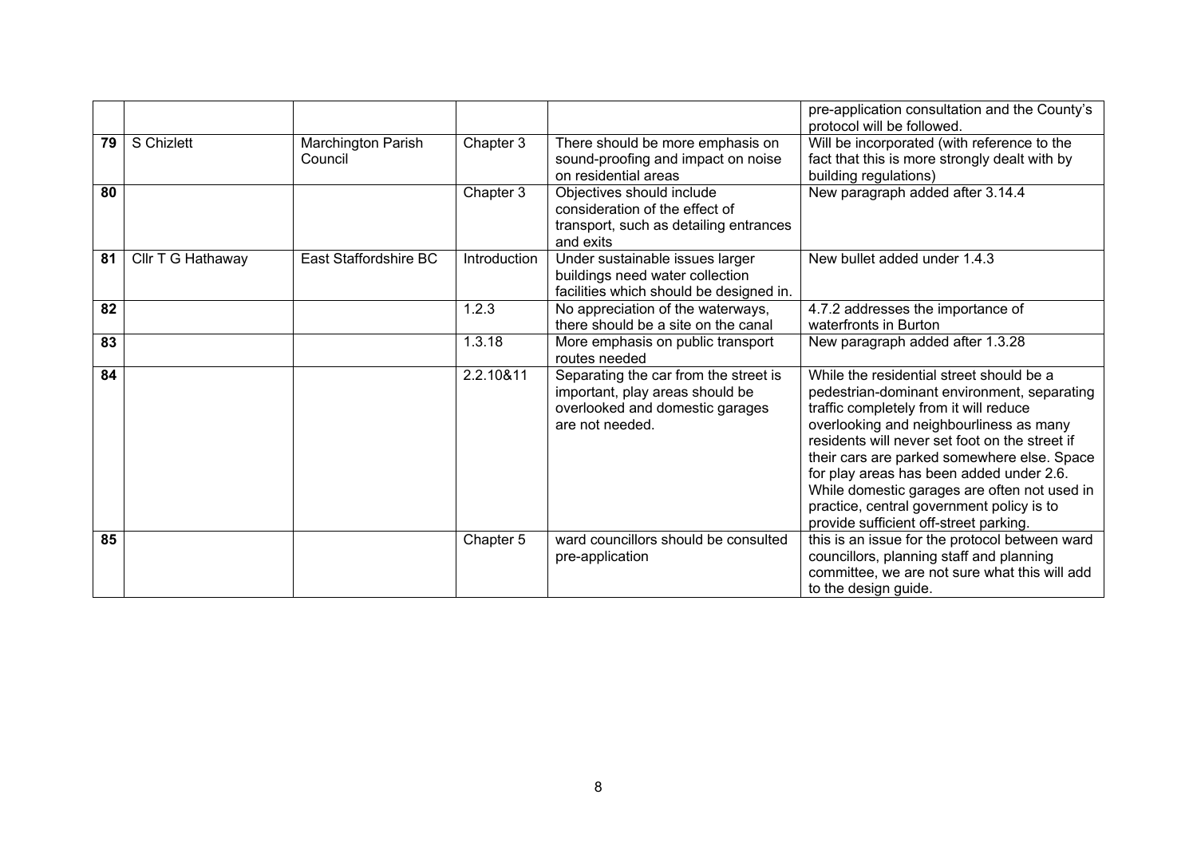| | | | | | |
|---|---|---|---|---|---|
| | | | | | pre-application consultation and the County's protocol will be followed. |
| **79** | S Chizlett | Marchington Parish Council | Chapter 3 | There should be more emphasis on sound-proofing and impact on noise on residential areas | Will be incorporated (with reference to the fact that this is more strongly dealt with by building regulations) |
| **80** | | | Chapter 3 | Objectives should include consideration of the effect of transport, such as detailing entrances and exits | New paragraph added after 3.14.4 |
| **81** | Cllr T G Hathaway | East Staffordshire BC | Introduction | Under sustainable issues larger buildings need water collection facilities which should be designed in. | New bullet added under 1.4.3 |
| **82** | | | 1.2.3 | No appreciation of the waterways, there should be a site on the canal | 4.7.2 addresses the importance of waterfronts in Burton |
| **83** | | | 1.3.18 | More emphasis on public transport routes needed | New paragraph added after 1.3.28 |
| **84** | | | 2.2.10&11 | Separating the car from the street is important, play areas should be overlooked and domestic garages are not needed. | While the residential street should be a pedestrian-dominant environment, separating traffic completely from it will reduce overlooking and neighbourliness as many residents will never set foot on the street if their cars are parked somewhere else. Space for play areas has been added under 2.6. While domestic garages are often not used in practice, central government policy is to provide sufficient off-street parking. |
| **85** | | | Chapter 5 | ward councillors should be consulted pre-application | this is an issue for the protocol between ward councillors, planning staff and planning committee, we are not sure what this will add to the design guide. |